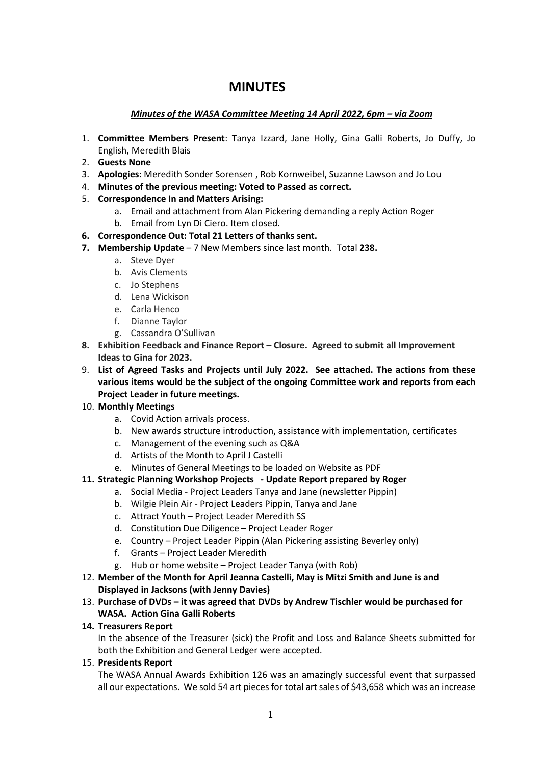# MINUTES

***Minutes of the WASA Committee Meeting 14 April 2022, 6pm – via Zoom***

1. **Committee Members Present**: Tanya Izzard, Jane Holly, Gina Galli Roberts, Jo Duffy, Jo English, Meredith Blais
2. **Guests None**
3. **Apologies**: Meredith Sonder Sorensen , Rob Kornweibel, Suzanne Lawson and Jo Lou
4. **Minutes of the previous meeting: Voted to Passed as correct.**
5. **Correspondence In and Matters Arising:**
   a. Email and attachment from Alan Pickering demanding a reply Action Roger
   b. Email from Lyn Di Ciero. Item closed.
6. **Correspondence Out: Total 21 Letters of thanks sent.**
7. **Membership Update** – 7 New Members since last month. Total **238.**
   a. Steve Dyer
   b. Avis Clements
   c. Jo Stephens
   d. Lena Wickison
   e. Carla Henco
   f. Dianne Taylor
   g. Cassandra O'Sullivan
8. **Exhibition Feedback and Finance Report – Closure. Agreed to submit all Improvement Ideas to Gina for 2023.**
9. **List of Agreed Tasks and Projects until July 2022. See attached. The actions from these various items would be the subject of the ongoing Committee work and reports from each Project Leader in future meetings.**
10. **Monthly Meetings**
    a. Covid Action arrivals process.
    b. New awards structure introduction, assistance with implementation, certificates
    c. Management of the evening such as Q&A
    d. Artists of the Month to April J Castelli
    e. Minutes of General Meetings to be loaded on Website as PDF
11. **Strategic Planning Workshop Projects - Update Report prepared by Roger**
    a. Social Media - Project Leaders Tanya and Jane (newsletter Pippin)
    b. Wilgie Plein Air - Project Leaders Pippin, Tanya and Jane
    c. Attract Youth – Project Leader Meredith SS
    d. Constitution Due Diligence – Project Leader Roger
    e. Country – Project Leader Pippin (Alan Pickering assisting Beverley only)
    f. Grants – Project Leader Meredith
    g. Hub or home website – Project Leader Tanya (with Rob)
12. **Member of the Month for April Jeanna Castelli, May is Mitzi Smith and June is and Displayed in Jacksons (with Jenny Davies)**
13. **Purchase of DVDs – it was agreed that DVDs by Andrew Tischler would be purchased for WASA. Action Gina Galli Roberts**
14. **Treasurers Report**

    In the absence of the Treasurer (sick) the Profit and Loss and Balance Sheets submitted for both the Exhibition and General Ledger were accepted.
15. **Presidents Report**

    The WASA Annual Awards Exhibition 126 was an amazingly successful event that surpassed all our expectations. We sold 54 art pieces for total art sales of $43,658 which was an increase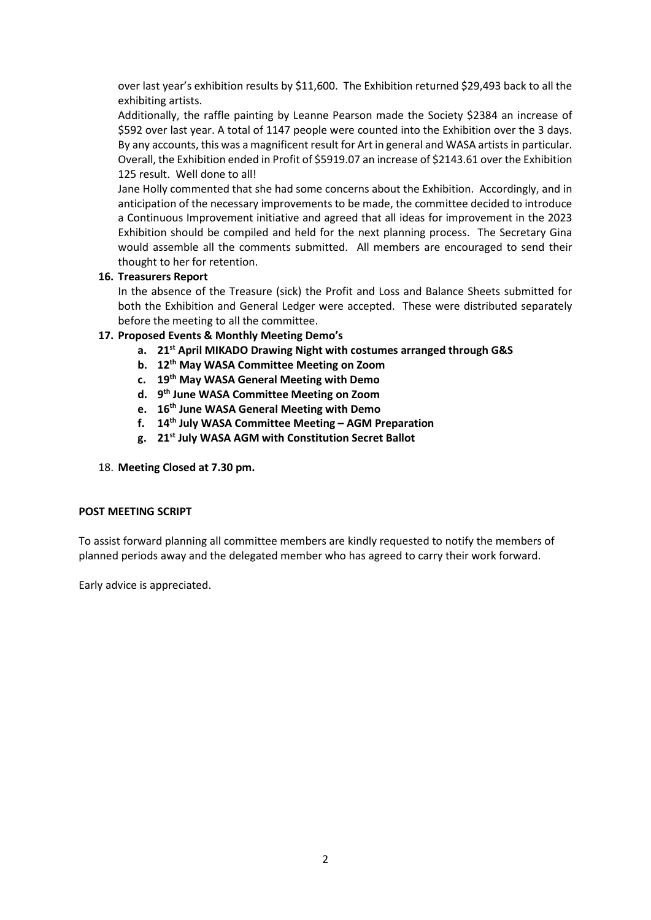over last year's exhibition results by $11,600. The Exhibition returned $29,493 back to all the exhibiting artists.

Additionally, the raffle painting by Leanne Pearson made the Society $2384 an increase of $592 over last year. A total of 1147 people were counted into the Exhibition over the 3 days. By any accounts, this was a magnificent result for Art in general and WASA artists in particular. Overall, the Exhibition ended in Profit of $5919.07 an increase of $2143.61 over the Exhibition 125 result. Well done to all!

Jane Holly commented that she had some concerns about the Exhibition. Accordingly, and in anticipation of the necessary improvements to be made, the committee decided to introduce a Continuous Improvement initiative and agreed that all ideas for improvement in the 2023 Exhibition should be compiled and held for the next planning process. The Secretary Gina would assemble all the comments submitted. All members are encouraged to send their thought to her for retention.

**16. Treasurers Report**

In the absence of the Treasure (sick) the Profit and Loss and Balance Sheets submitted for both the Exhibition and General Ledger were accepted. These were distributed separately before the meeting to all the committee.

**17. Proposed Events & Monthly Meeting Demo's**

   a. **21st April MIKADO Drawing Night with costumes arranged through G&S**
   b. **12th May WASA Committee Meeting on Zoom**
   c. **19th May WASA General Meeting with Demo**
   d. **9th June WASA Committee Meeting on Zoom**
   e. **16th June WASA General Meeting with Demo**
   f. **14th July WASA Committee Meeting – AGM Preparation**
   g. **21st July WASA AGM with Constitution Secret Ballot**

18. **Meeting Closed at 7.30 pm.**

**POST MEETING SCRIPT**

To assist forward planning all committee members are kindly requested to notify the members of planned periods away and the delegated member who has agreed to carry their work forward.

Early advice is appreciated.